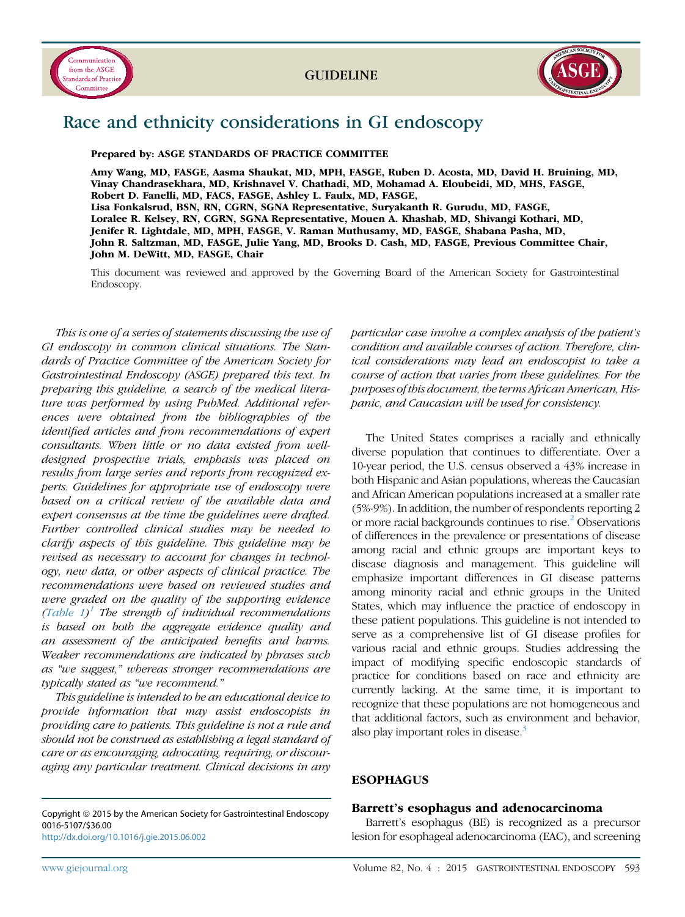GUIDELINE

# Race and ethnicity considerations in GI endoscopy

**Prepared by: ASGE STANDARDS OF PRACTICE COMMITTEE**

**Amy Wang, MD, FASGE, Aasma Shaukat, MD, MPH, FASGE, Ruben D. Acosta, MD, David H. Bruining, MD, Vinay Chandrasekhara, MD, Krishnavel V. Chathadi, MD, Mohamad A. Eloubeidi, MD, MHS, FASGE, Robert D. Fanelli, MD, FACS, FASGE, Ashley L. Faulx, MD, FASGE, Lisa Fonkalsrud, BSN, RN, CGRN, SGNA Representative, Suryakanth R. Gurudu, MD, FASGE, Loralee R. Kelsey, RN, CGRN, SGNA Representative, Mouen A. Khashab, MD, Shivangi Kothari, MD, Jenifer R. Lightdale, MD, MPH, FASGE, V. Raman Muthusamy, MD, FASGE, Shabana Pasha, MD, John R. Saltzman, MD, FASGE, Julie Yang, MD, Brooks D. Cash, MD, FASGE, Previous Committee Chair, John M. DeWitt, MD, FASGE, Chair**

This document was reviewed and approved by the Governing Board of the American Society for Gastrointestinal Endoscopy.

*This is one of a series of statements discussing the use of GI endoscopy in common clinical situations. The Standards of Practice Committee of the American Society for Gastrointestinal Endoscopy (ASGE) prepared this text. In preparing this guideline, a search of the medical literature was performed by using PubMed. Additional references were obtained from the bibliographies of the identified articles and from recommendations of expert consultants. When little or no data existed from well-designed prospective trials, emphasis was placed on results from large series and reports from recognized experts. Guidelines for appropriate use of endoscopy were based on a critical review of the available data and expert consensus at the time the guidelines were drafted. Further controlled clinical studies may be needed to clarify aspects of this guideline. This guideline may be revised as necessary to account for changes in technology, new data, or other aspects of clinical practice. The recommendations were based on reviewed studies and were graded on the quality of the supporting evidence (Table 1)[1] The strength of individual recommendations is based on both the aggregate evidence quality and an assessment of the anticipated benefits and harms. Weaker recommendations are indicated by phrases such as "we suggest," whereas stronger recommendations are typically stated as "we recommend."*

*This guideline is intended to be an educational device to provide information that may assist endoscopists in providing care to patients. This guideline is not a rule and should not be construed as establishing a legal standard of care or as encouraging, advocating, requiring, or discouraging any particular treatment. Clinical decisions in any particular case involve a complex analysis of the patient's condition and available courses of action. Therefore, clinical considerations may lead an endoscopist to take a course of action that varies from these guidelines. For the purposes of this document, the terms African American, Hispanic, and Caucasian will be used for consistency.*

The United States comprises a racially and ethnically diverse population that continues to differentiate. Over a 10-year period, the U.S. census observed a 43% increase in both Hispanic and Asian populations, whereas the Caucasian and African American populations increased at a smaller rate (5%-9%). In addition, the number of respondents reporting 2 or more racial backgrounds continues to rise.[2] Observations of differences in the prevalence or presentations of disease among racial and ethnic groups are important keys to disease diagnosis and management. This guideline will emphasize important differences in GI disease patterns among minority racial and ethnic groups in the United States, which may influence the practice of endoscopy in these patient populations. This guideline is not intended to serve as a comprehensive list of GI disease profiles for various racial and ethnic groups. Studies addressing the impact of modifying specific endoscopic standards of practice for conditions based on race and ethnicity are currently lacking. At the same time, it is important to recognize that these populations are not homogeneous and that additional factors, such as environment and behavior, also play important roles in disease.[3]

## ESOPHAGUS

### Barrett's esophagus and adenocarcinoma

Barrett's esophagus (BE) is recognized as a precursor lesion for esophageal adenocarcinoma (EAC), and screening

Copyright © 2015 by the American Society for Gastrointestinal Endoscopy
0016-5107/$36.00
http://dx.doi.org/10.1016/j.gie.2015.06.002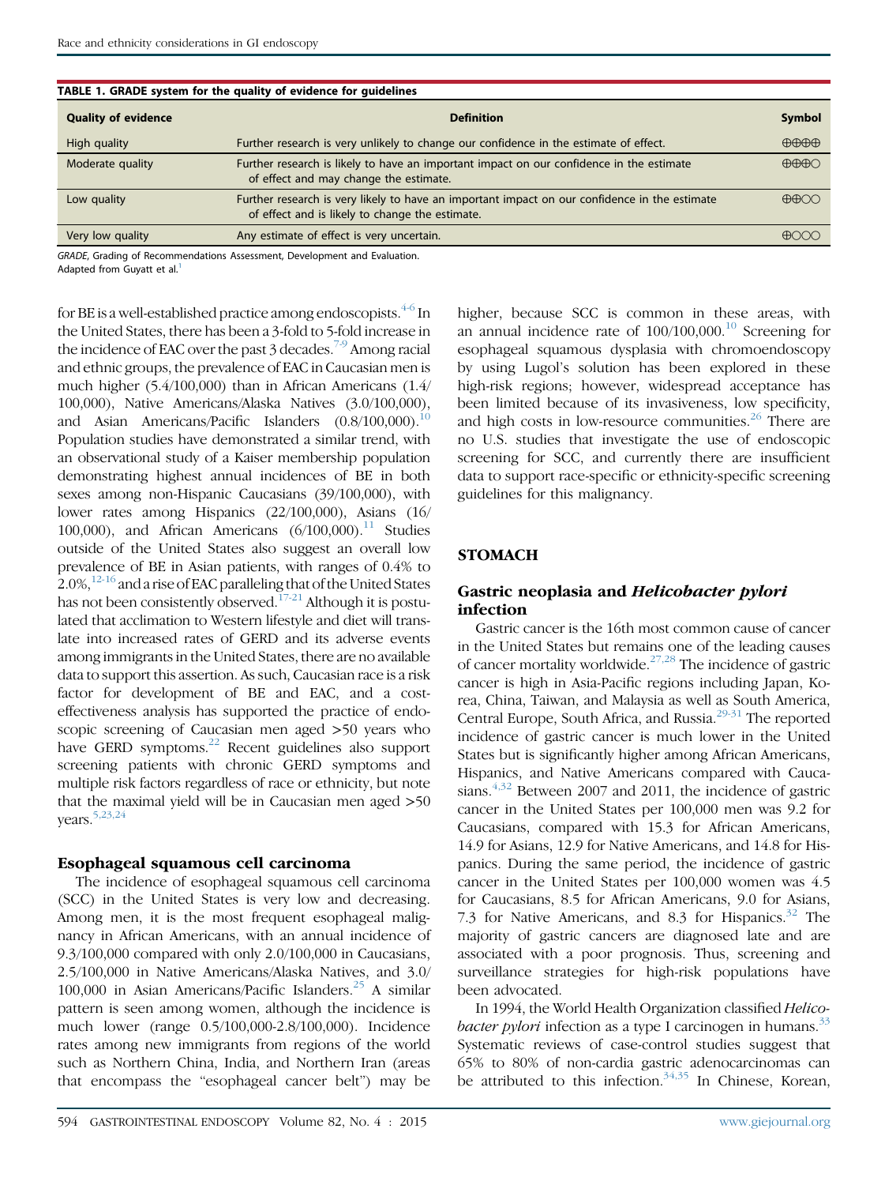**TABLE 1. GRADE system for the quality of evidence for guidelines**

| Quality of evidence | Definition | Symbol |
|---|---|---|
| High quality | Further research is very unlikely to change our confidence in the estimate of effect. | ⊕⊕⊕⊕ |
| Moderate quality | Further research is likely to have an important impact on our confidence in the estimate of effect and may change the estimate. | ⊕⊕⊕○ |
| Low quality | Further research is very likely to have an important impact on our confidence in the estimate of effect and is likely to change the estimate. | ⊕⊕○○ |
| Very low quality | Any estimate of effect is very uncertain. | ⊕○○○ |

*GRADE*, Grading of Recommendations Assessment, Development and Evaluation.
Adapted from Guyatt et al.[1]

for BE is a well-established practice among endoscopists.[4-6] In the United States, there has been a 3-fold to 5-fold increase in the incidence of EAC over the past 3 decades.[7-9] Among racial and ethnic groups, the prevalence of EAC in Caucasian men is much higher (5.4/100,000) than in African Americans (1.4/100,000), Native Americans/Alaska Natives (3.0/100,000), and Asian Americans/Pacific Islanders (0.8/100,000).[10] Population studies have demonstrated a similar trend, with an observational study of a Kaiser membership population demonstrating highest annual incidences of BE in both sexes among non-Hispanic Caucasians (39/100,000), with lower rates among Hispanics (22/100,000), Asians (16/100,000), and African Americans (6/100,000).[11] Studies outside of the United States also suggest an overall low prevalence of BE in Asian patients, with ranges of 0.4% to 2.0%,[12-16] and a rise of EAC paralleling that of the United States has not been consistently observed.[17-21] Although it is postulated that acclimation to Western lifestyle and diet will translate into increased rates of GERD and its adverse events among immigrants in the United States, there are no available data to support this assertion. As such, Caucasian race is a risk factor for development of BE and EAC, and a cost-effectiveness analysis has supported the practice of endoscopic screening of Caucasian men aged >50 years who have GERD symptoms.[22] Recent guidelines also support screening patients with chronic GERD symptoms and multiple risk factors regardless of race or ethnicity, but note that the maximal yield will be in Caucasian men aged >50 years.[5,23,24]

### Esophageal squamous cell carcinoma

The incidence of esophageal squamous cell carcinoma (SCC) in the United States is very low and decreasing. Among men, it is the most frequent esophageal malignancy in African Americans, with an annual incidence of 9.3/100,000 compared with only 2.0/100,000 in Caucasians, 2.5/100,000 in Native Americans/Alaska Natives, and 3.0/100,000 in Asian Americans/Pacific Islanders.[25] A similar pattern is seen among women, although the incidence is much lower (range 0.5/100,000-2.8/100,000). Incidence rates among new immigrants from regions of the world such as Northern China, India, and Northern Iran (areas that encompass the "esophageal cancer belt") may be higher, because SCC is common in these areas, with an annual incidence rate of 100/100,000.[10] Screening for esophageal squamous dysplasia with chromoendoscopy by using Lugol's solution has been explored in these high-risk regions; however, widespread acceptance has been limited because of its invasiveness, low specificity, and high costs in low-resource communities.[26] There are no U.S. studies that investigate the use of endoscopic screening for SCC, and currently there are insufficient data to support race-specific or ethnicity-specific screening guidelines for this malignancy.

## STOMACH

### Gastric neoplasia and *Helicobacter pylori* infection

Gastric cancer is the 16th most common cause of cancer in the United States but remains one of the leading causes of cancer mortality worldwide.[27,28] The incidence of gastric cancer is high in Asia-Pacific regions including Japan, Korea, China, Taiwan, and Malaysia as well as South America, Central Europe, South Africa, and Russia.[29-31] The reported incidence of gastric cancer is much lower in the United States but is significantly higher among African Americans, Hispanics, and Native Americans compared with Caucasians.[4,32] Between 2007 and 2011, the incidence of gastric cancer in the United States per 100,000 men was 9.2 for Caucasians, compared with 15.3 for African Americans, 14.9 for Asians, 12.9 for Native Americans, and 14.8 for Hispanics. During the same period, the incidence of gastric cancer in the United States per 100,000 women was 4.5 for Caucasians, 8.5 for African Americans, 9.0 for Asians, 7.3 for Native Americans, and 8.3 for Hispanics.[32] The majority of gastric cancers are diagnosed late and are associated with a poor prognosis. Thus, screening and surveillance strategies for high-risk populations have been advocated.

In 1994, the World Health Organization classified *Helicobacter pylori* infection as a type I carcinogen in humans.[33] Systematic reviews of case-control studies suggest that 65% to 80% of non-cardia gastric adenocarcinomas can be attributed to this infection.[34,35] In Chinese, Korean,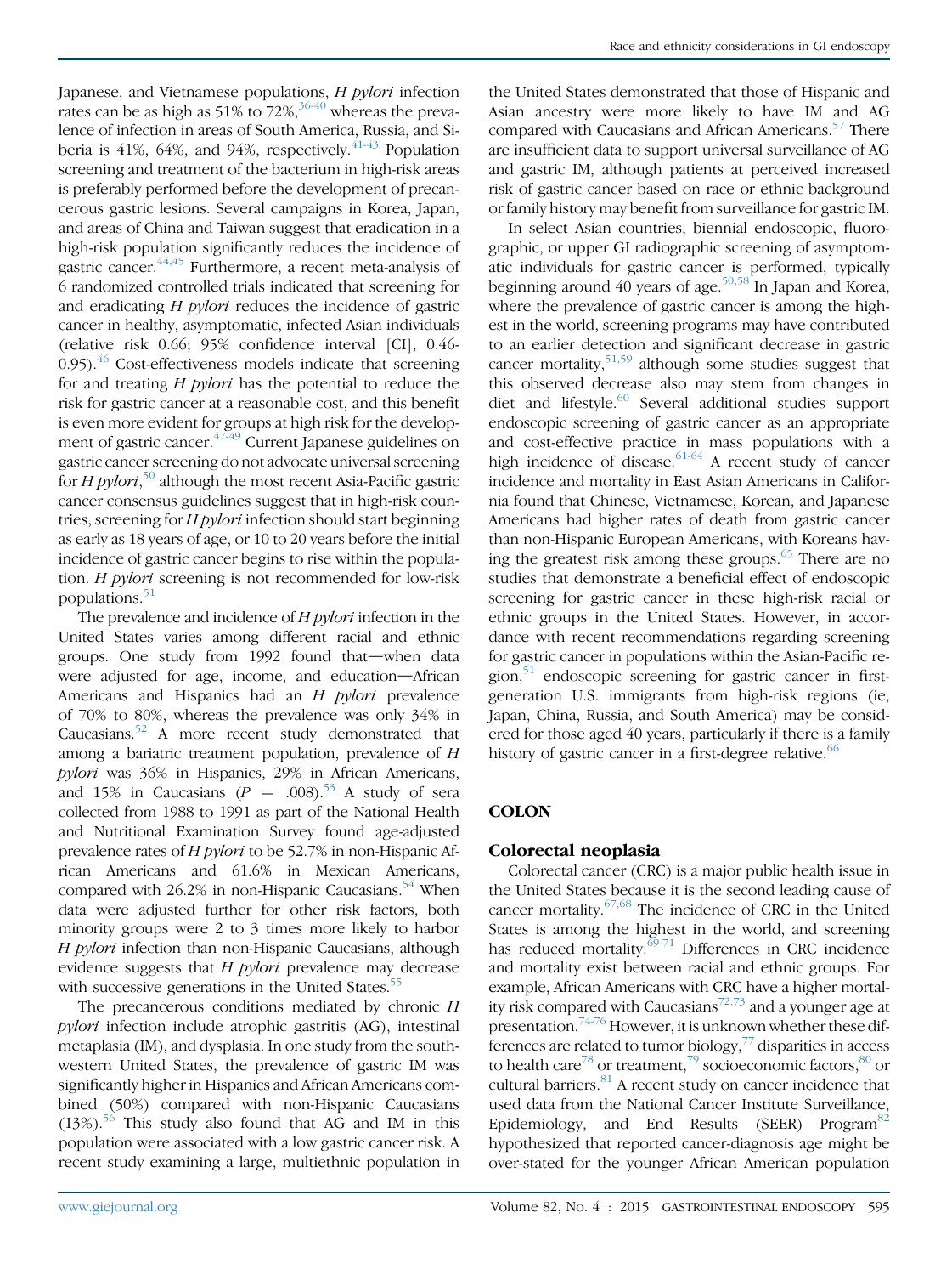Japanese, and Vietnamese populations, *H pylori* infection rates can be as high as 51% to 72%,[36-40] whereas the prevalence of infection in areas of South America, Russia, and Siberia is 41%, 64%, and 94%, respectively.[41-43] Population screening and treatment of the bacterium in high-risk areas is preferably performed before the development of precancerous gastric lesions. Several campaigns in Korea, Japan, and areas of China and Taiwan suggest that eradication in a high-risk population significantly reduces the incidence of gastric cancer.[44,45] Furthermore, a recent meta-analysis of 6 randomized controlled trials indicated that screening for and eradicating *H pylori* reduces the incidence of gastric cancer in healthy, asymptomatic, infected Asian individuals (relative risk 0.66; 95% confidence interval [CI], 0.46-0.95).[46] Cost-effectiveness models indicate that screening for and treating *H pylori* has the potential to reduce the risk for gastric cancer at a reasonable cost, and this benefit is even more evident for groups at high risk for the development of gastric cancer.[47-49] Current Japanese guidelines on gastric cancer screening do not advocate universal screening for *H pylori*,[50] although the most recent Asia-Pacific gastric cancer consensus guidelines suggest that in high-risk countries, screening for *H pylori* infection should start beginning as early as 18 years of age, or 10 to 20 years before the initial incidence of gastric cancer begins to rise within the population. *H pylori* screening is not recommended for low-risk populations.[51]

The prevalence and incidence of *H pylori* infection in the United States varies among different racial and ethnic groups. One study from 1992 found that—when data were adjusted for age, income, and education—African Americans and Hispanics had an *H pylori* prevalence of 70% to 80%, whereas the prevalence was only 34% in Caucasians.[52] A more recent study demonstrated that among a bariatric treatment population, prevalence of *H pylori* was 36% in Hispanics, 29% in African Americans, and 15% in Caucasians ($P = .008$).[53] A study of sera collected from 1988 to 1991 as part of the National Health and Nutritional Examination Survey found age-adjusted prevalence rates of *H pylori* to be 52.7% in non-Hispanic African Americans and 61.6% in Mexican Americans, compared with 26.2% in non-Hispanic Caucasians.[54] When data were adjusted further for other risk factors, both minority groups were 2 to 3 times more likely to harbor *H pylori* infection than non-Hispanic Caucasians, although evidence suggests that *H pylori* prevalence may decrease with successive generations in the United States.[55]

The precancerous conditions mediated by chronic *H pylori* infection include atrophic gastritis (AG), intestinal metaplasia (IM), and dysplasia. In one study from the southwestern United States, the prevalence of gastric IM was significantly higher in Hispanics and African Americans combined (50%) compared with non-Hispanic Caucasians (13%).[56] This study also found that AG and IM in this population were associated with a low gastric cancer risk. A recent study examining a large, multiethnic population in the United States demonstrated that those of Hispanic and Asian ancestry were more likely to have IM and AG compared with Caucasians and African Americans.[57] There are insufficient data to support universal surveillance of AG and gastric IM, although patients at perceived increased risk of gastric cancer based on race or ethnic background or family history may benefit from surveillance for gastric IM.

In select Asian countries, biennial endoscopic, fluorographic, or upper GI radiographic screening of asymptomatic individuals for gastric cancer is performed, typically beginning around 40 years of age.[50,58] In Japan and Korea, where the prevalence of gastric cancer is among the highest in the world, screening programs may have contributed to an earlier detection and significant decrease in gastric cancer mortality,[51,59] although some studies suggest that this observed decrease also may stem from changes in diet and lifestyle.[60] Several additional studies support endoscopic screening of gastric cancer as an appropriate and cost-effective practice in mass populations with a high incidence of disease.[61-64] A recent study of cancer incidence and mortality in East Asian Americans in California found that Chinese, Vietnamese, Korean, and Japanese Americans had higher rates of death from gastric cancer than non-Hispanic European Americans, with Koreans having the greatest risk among these groups.[65] There are no studies that demonstrate a beneficial effect of endoscopic screening for gastric cancer in these high-risk racial or ethnic groups in the United States. However, in accordance with recent recommendations regarding screening for gastric cancer in populations within the Asian-Pacific region,[51] endoscopic screening for gastric cancer in first-generation U.S. immigrants from high-risk regions (ie, Japan, China, Russia, and South America) may be considered for those aged 40 years, particularly if there is a family history of gastric cancer in a first-degree relative.[66]

## COLON

### Colorectal neoplasia

Colorectal cancer (CRC) is a major public health issue in the United States because it is the second leading cause of cancer mortality.[67,68] The incidence of CRC in the United States is among the highest in the world, and screening has reduced mortality.[69-71] Differences in CRC incidence and mortality exist between racial and ethnic groups. For example, African Americans with CRC have a higher mortality risk compared with Caucasians[72,73] and a younger age at presentation.[74-76] However, it is unknown whether these differences are related to tumor biology,[77] disparities in access to health care[78] or treatment,[79] socioeconomic factors,[80] or cultural barriers.[81] A recent study on cancer incidence that used data from the National Cancer Institute Surveillance, Epidemiology, and End Results (SEER) Program[82] hypothesized that reported cancer-diagnosis age might be over-stated for the younger African American population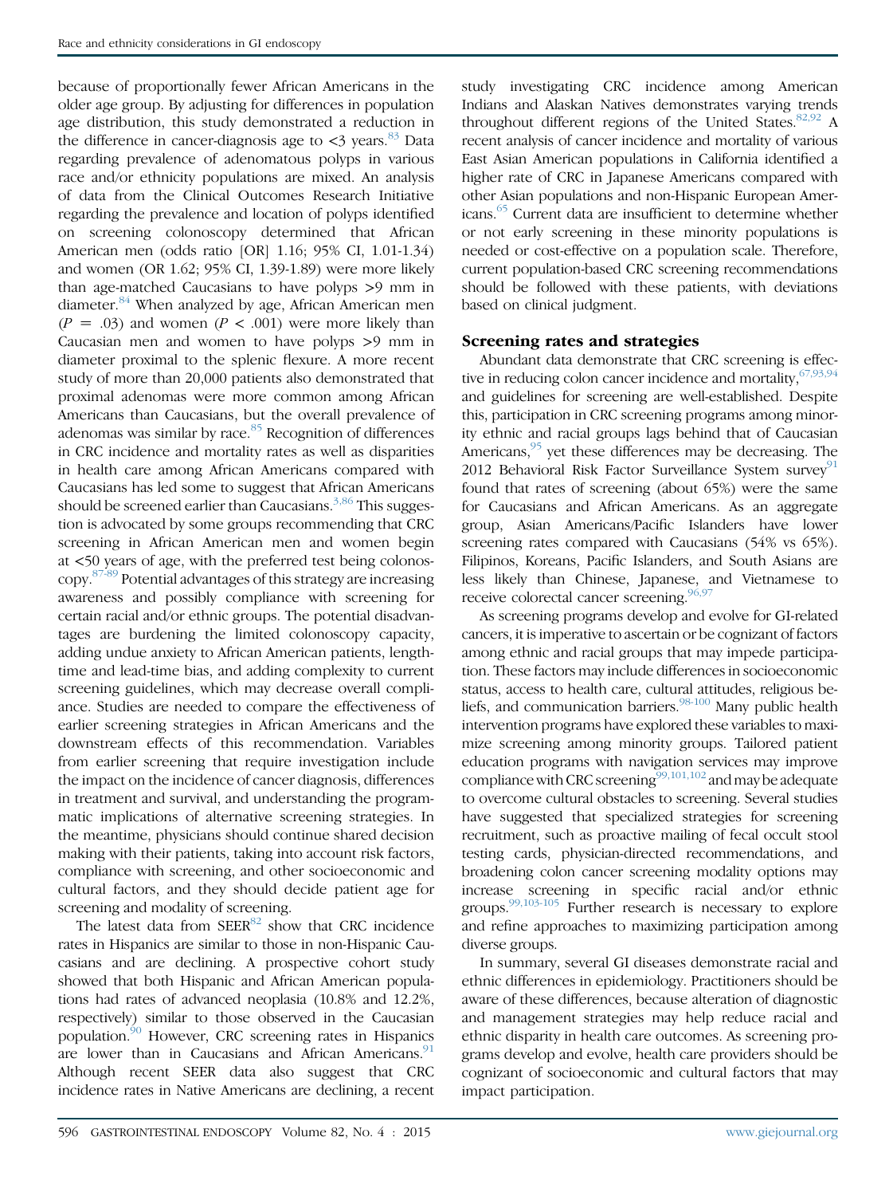because of proportionally fewer African Americans in the older age group. By adjusting for differences in population age distribution, this study demonstrated a reduction in the difference in cancer-diagnosis age to <3 years.[83] Data regarding prevalence of adenomatous polyps in various race and/or ethnicity populations are mixed. An analysis of data from the Clinical Outcomes Research Initiative regarding the prevalence and location of polyps identified on screening colonoscopy determined that African American men (odds ratio [OR] 1.16; 95% CI, 1.01-1.34) and women (OR 1.62; 95% CI, 1.39-1.89) were more likely than age-matched Caucasians to have polyps >9 mm in diameter.[84] When analyzed by age, African American men ($P = .03$) and women ($P < .001$) were more likely than Caucasian men and women to have polyps >9 mm in diameter proximal to the splenic flexure. A more recent study of more than 20,000 patients also demonstrated that proximal adenomas were more common among African Americans than Caucasians, but the overall prevalence of adenomas was similar by race.[85] Recognition of differences in CRC incidence and mortality rates as well as disparities in health care among African Americans compared with Caucasians has led some to suggest that African Americans should be screened earlier than Caucasians.[3,86] This suggestion is advocated by some groups recommending that CRC screening in African American men and women begin at <50 years of age, with the preferred test being colonoscopy.[87-89] Potential advantages of this strategy are increasing awareness and possibly compliance with screening for certain racial and/or ethnic groups. The potential disadvantages are burdening the limited colonoscopy capacity, adding undue anxiety to African American patients, length-time and lead-time bias, and adding complexity to current screening guidelines, which may decrease overall compliance. Studies are needed to compare the effectiveness of earlier screening strategies in African Americans and the downstream effects of this recommendation. Variables from earlier screening that require investigation include the impact on the incidence of cancer diagnosis, differences in treatment and survival, and understanding the programmatic implications of alternative screening strategies. In the meantime, physicians should continue shared decision making with their patients, taking into account risk factors, compliance with screening, and other socioeconomic and cultural factors, and they should decide patient age for screening and modality of screening.

The latest data from SEER[82] show that CRC incidence rates in Hispanics are similar to those in non-Hispanic Caucasians and are declining. A prospective cohort study showed that both Hispanic and African American populations had rates of advanced neoplasia (10.8% and 12.2%, respectively) similar to those observed in the Caucasian population.[90] However, CRC screening rates in Hispanics are lower than in Caucasians and African Americans.[91] Although recent SEER data also suggest that CRC incidence rates in Native Americans are declining, a recent study investigating CRC incidence among American Indians and Alaskan Natives demonstrates varying trends throughout different regions of the United States.[82,92] A recent analysis of cancer incidence and mortality of various East Asian American populations in California identified a higher rate of CRC in Japanese Americans compared with other Asian populations and non-Hispanic European Americans.[65] Current data are insufficient to determine whether or not early screening in these minority populations is needed or cost-effective on a population scale. Therefore, current population-based CRC screening recommendations should be followed with these patients, with deviations based on clinical judgment.

## Screening rates and strategies

Abundant data demonstrate that CRC screening is effective in reducing colon cancer incidence and mortality,[67,93,94] and guidelines for screening are well-established. Despite this, participation in CRC screening programs among minority ethnic and racial groups lags behind that of Caucasian Americans,[95] yet these differences may be decreasing. The 2012 Behavioral Risk Factor Surveillance System survey[91] found that rates of screening (about 65%) were the same for Caucasians and African Americans. As an aggregate group, Asian Americans/Pacific Islanders have lower screening rates compared with Caucasians (54% vs 65%). Filipinos, Koreans, Pacific Islanders, and South Asians are less likely than Chinese, Japanese, and Vietnamese to receive colorectal cancer screening.[96,97]

As screening programs develop and evolve for GI-related cancers, it is imperative to ascertain or be cognizant of factors among ethnic and racial groups that may impede participation. These factors may include differences in socioeconomic status, access to health care, cultural attitudes, religious beliefs, and communication barriers.[98-100] Many public health intervention programs have explored these variables to maximize screening among minority groups. Tailored patient education programs with navigation services may improve compliance with CRC screening[99,101,102] and may be adequate to overcome cultural obstacles to screening. Several studies have suggested that specialized strategies for screening recruitment, such as proactive mailing of fecal occult stool testing cards, physician-directed recommendations, and broadening colon cancer screening modality options may increase screening in specific racial and/or ethnic groups.[99,103-105] Further research is necessary to explore and refine approaches to maximizing participation among diverse groups.

In summary, several GI diseases demonstrate racial and ethnic differences in epidemiology. Practitioners should be aware of these differences, because alteration of diagnostic and management strategies may help reduce racial and ethnic disparity in health care outcomes. As screening programs develop and evolve, health care providers should be cognizant of socioeconomic and cultural factors that may impact participation.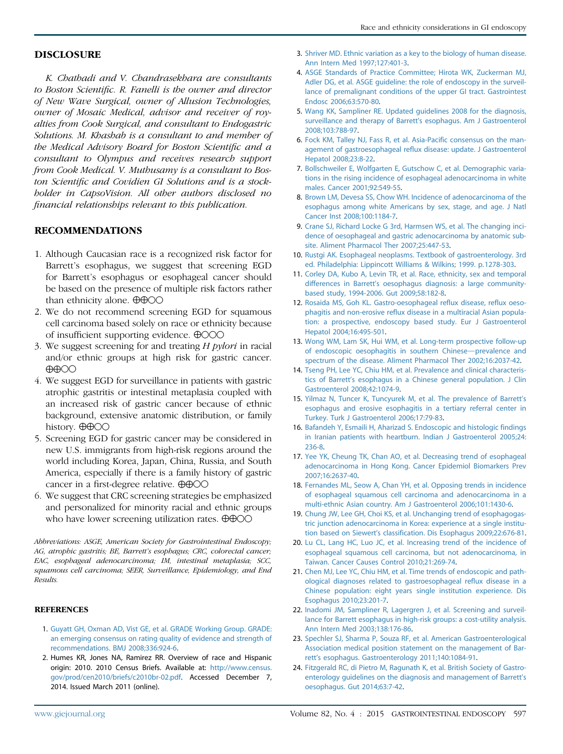## DISCLOSURE

*K. Chathadi and V. Chandrasekhara are consultants to Boston Scientific. R. Fanelli is the owner and director of New Wave Surgical, owner of Allusion Technologies, owner of Mosaic Medical, advisor and receiver of royalties from Cook Surgical, and consultant to Endogastric Solutions. M. Khashab is a consultant to and member of the Medical Advisory Board for Boston Scientific and a consultant to Olympus and receives research support from Cook Medical. V. Muthusamy is a consultant to Boston Scientific and Covidien GI Solutions and is a stockholder in CapsoVision. All other authors disclosed no financial relationships relevant to this publication.*

## RECOMMENDATIONS

1. Although Caucasian race is a recognized risk factor for Barrett's esophagus, we suggest that screening EGD for Barrett's esophagus or esophageal cancer should be based on the presence of multiple risk factors rather than ethnicity alone. ⊕⊕○○
2. We do not recommend screening EGD for squamous cell carcinoma based solely on race or ethnicity because of insufficient supporting evidence. ⊕○○○
3. We suggest screening for and treating *H pylori* in racial and/or ethnic groups at high risk for gastric cancer. ⊕⊕○○
4. We suggest EGD for surveillance in patients with gastric atrophic gastritis or intestinal metaplasia coupled with an increased risk of gastric cancer because of ethnic background, extensive anatomic distribution, or family history. ⊕⊕○○
5. Screening EGD for gastric cancer may be considered in new U.S. immigrants from high-risk regions around the world including Korea, Japan, China, Russia, and South America, especially if there is a family history of gastric cancer in a first-degree relative. ⊕⊕○○
6. We suggest that CRC screening strategies be emphasized and personalized for minority racial and ethnic groups who have lower screening utilization rates. ⊕⊕○○

*Abbreviations: ASGE, American Society for Gastrointestinal Endoscopy; AG, atrophic gastritis; BE, Barrett's esophagus; CRC, colorectal cancer; EAC, esophageal adenocarcinoma; IM, intestinal metaplasia; SCC, squamous cell carcinoma; SEER, Surveillance, Epidemiology, and End Results.*

## REFERENCES

1. Guyatt GH, Oxman AD, Vist GE, et al. GRADE Working Group. GRADE: an emerging consensus on rating quality of evidence and strength of recommendations. BMJ 2008;336:924-6.
2. Humes KR, Jones NA, Ramirez RR. Overview of race and Hispanic origin: 2010. 2010 Census Briefs. Available at: http://www.census.gov/prod/cen2010/briefs/c2010br-02.pdf. Accessed December 7, 2014. Issued March 2011 (online).
3. Shriver MD. Ethnic variation as a key to the biology of human disease. Ann Intern Med 1997;127:401-3.
4. ASGE Standards of Practice Committee; Hirota WK, Zuckerman MJ, Adler DG, et al. ASGE guideline: the role of endoscopy in the surveillance of premalignant conditions of the upper GI tract. Gastrointest Endosc 2006;63:570-80.
5. Wang KK, Sampliner RE. Updated guidelines 2008 for the diagnosis, surveillance and therapy of Barrett's esophagus. Am J Gastroenterol 2008;103:788-97.
6. Fock KM, Talley NJ, Fass R, et al. Asia-Pacific consensus on the management of gastroesophageal reflux disease: update. J Gastroenterol Hepatol 2008;23:8-22.
7. Bollschweiler E, Wolfgarten E, Gutschow C, et al. Demographic variations in the rising incidence of esophageal adenocarcinoma in white males. Cancer 2001;92:549-55.
8. Brown LM, Devesa SS, Chow WH. Incidence of adenocarcinoma of the esophagus among white Americans by sex, stage, and age. J Natl Cancer Inst 2008;100:1184-7.
9. Crane SJ, Richard Locke G 3rd, Harmsen WS, et al. The changing incidence of oesophageal and gastric adenocarcinoma by anatomic sub-site. Aliment Pharmacol Ther 2007;25:447-53.
10. Rustgi AK. Esophageal neoplasms. Textbook of gastroenterology. 3rd ed. Philadelphia: Lippincott Williams & Wilkins; 1999. p.1278-303.
11. Corley DA, Kubo A, Levin TR, et al. Race, ethnicity, sex and temporal differences in Barrett's oesophagus diagnosis: a large community-based study, 1994-2006. Gut 2009;58:182-8.
12. Rosaida MS, Goh KL. Gastro-oesophageal reflux disease, reflux oesophagitis and non-erosive reflux disease in a multiracial Asian population: a prospective, endoscopy based study. Eur J Gastroenterol Hepatol 2004;16:495-501.
13. Wong WM, Lam SK, Hui WM, et al. Long-term prospective follow-up of endoscopic oesophagitis in southern Chinese—prevalence and spectrum of the disease. Aliment Pharmacol Ther 2002;16:2037-42.
14. Tseng PH, Lee YC, Chiu HM, et al. Prevalence and clinical characteristics of Barrett's esophagus in a Chinese general population. J Clin Gastroenterol 2008;42:1074-9.
15. Yilmaz N, Tuncer K, Tuncyurek M, et al. The prevalence of Barrett's esophagus and erosive esophagitis in a tertiary referral center in Turkey. Turk J Gastroenterol 2006;17:79-83.
16. Bafandeh Y, Esmaili H, Aharizad S. Endoscopic and histologic findings in Iranian patients with heartburn. Indian J Gastroenterol 2005;24:236-8.
17. Yee YK, Cheung TK, Chan AO, et al. Decreasing trend of esophageal adenocarcinoma in Hong Kong. Cancer Epidemiol Biomarkers Prev 2007;16:2637-40.
18. Fernandes ML, Seow A, Chan YH, et al. Opposing trends in incidence of esophageal squamous cell carcinoma and adenocarcinoma in a multi-ethnic Asian country. Am J Gastroenterol 2006;101:1430-6.
19. Chung JW, Lee GH, Choi KS, et al. Unchanging trend of esophagogastric junction adenocarcinoma in Korea: experience at a single institution based on Siewert's classification. Dis Esophagus 2009;22:676-81.
20. Lu CL, Lang HC, Luo JC, et al. Increasing trend of the incidence of esophageal squamous cell carcinoma, but not adenocarcinoma, in Taiwan. Cancer Causes Control 2010;21:269-74.
21. Chen MJ, Lee YC, Chiu HM, et al. Time trends of endoscopic and pathological diagnoses related to gastroesophageal reflux disease in a Chinese population: eight years single institution experience. Dis Esophagus 2010;23:201-7.
22. Inadomi JM, Sampliner R, Lagergren J, et al. Screening and surveillance for Barrett esophagus in high-risk groups: a cost-utility analysis. Ann Intern Med 2003;138:176-86.
23. Spechler SJ, Sharma P, Souza RF, et al. American Gastroenterological Association medical position statement on the management of Barrett's esophagus. Gastroenterology 2011;140:1084-91.
24. Fitzgerald RC, di Pietro M, Ragunath K, et al. British Society of Gastroenterology guidelines on the diagnosis and management of Barrett's oesophagus. Gut 2014;63:7-42.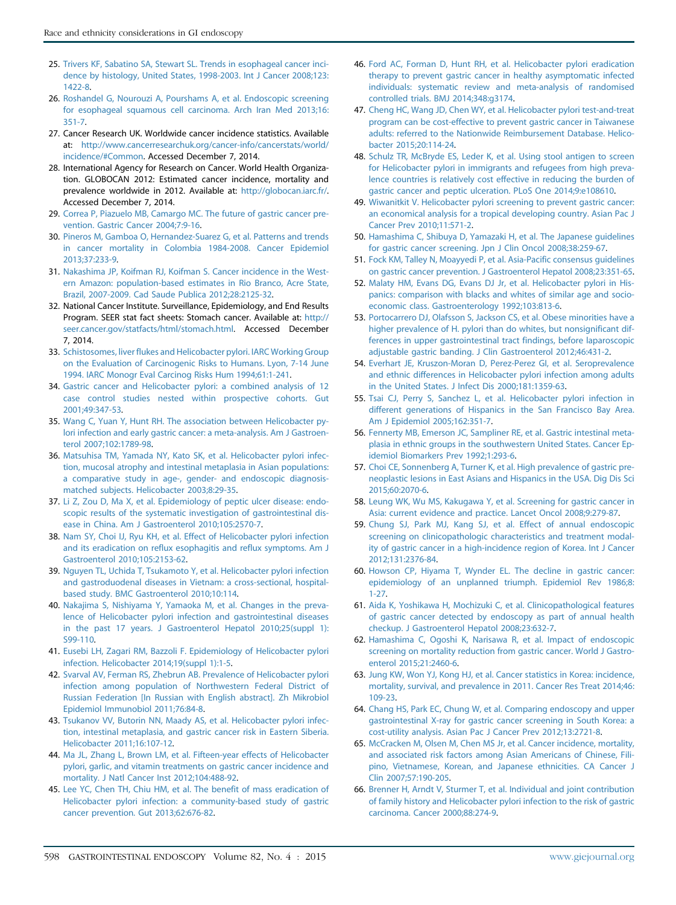25. Trivers KF, Sabatino SA, Stewart SL. Trends in esophageal cancer incidence by histology, United States, 1998-2003. Int J Cancer 2008;123: 1422-8.
26. Roshandel G, Nourouzi A, Pourshams A, et al. Endoscopic screening for esophageal squamous cell carcinoma. Arch Iran Med 2013;16: 351-7.
27. Cancer Research UK. Worldwide cancer incidence statistics. Available at: http://www.cancerresearchuk.org/cancer-info/cancerstats/world/incidence/#Common. Accessed December 7, 2014.
28. International Agency for Research on Cancer. World Health Organization. GLOBOCAN 2012: Estimated cancer incidence, mortality and prevalence worldwide in 2012. Available at: http://globocan.iarc.fr/. Accessed December 7, 2014.
29. Correa P, Piazuelo MB, Camargo MC. The future of gastric cancer prevention. Gastric Cancer 2004;7:9-16.
30. Pineros M, Gamboa O, Hernandez-Suarez G, et al. Patterns and trends in cancer mortality in Colombia 1984-2008. Cancer Epidemiol 2013;37:233-9.
31. Nakashima JP, Koifman RJ, Koifman S. Cancer incidence in the Western Amazon: population-based estimates in Rio Branco, Acre State, Brazil, 2007-2009. Cad Saude Publica 2012;28:2125-32.
32. National Cancer Institute. Surveillance, Epidemiology, and End Results Program. SEER stat fact sheets: Stomach cancer. Available at: http://seer.cancer.gov/statfacts/html/stomach.html. Accessed December 7, 2014.
33. Schistosomes, liver flukes and Helicobacter pylori. IARC Working Group on the Evaluation of Carcinogenic Risks to Humans. Lyon, 7-14 June 1994. IARC Monogr Eval Carcinog Risks Hum 1994;61:1-241.
34. Gastric cancer and Helicobacter pylori: a combined analysis of 12 case control studies nested within prospective cohorts. Gut 2001;49:347-53.
35. Wang C, Yuan Y, Hunt RH. The association between Helicobacter pylori infection and early gastric cancer: a meta-analysis. Am J Gastroenterol 2007;102:1789-98.
36. Matsuhisa TM, Yamada NY, Kato SK, et al. Helicobacter pylori infection, mucosal atrophy and intestinal metaplasia in Asian populations: a comparative study in age-, gender- and endoscopic diagnosis-matched subjects. Helicobacter 2003;8:29-35.
37. Li Z, Zou D, Ma X, et al. Epidemiology of peptic ulcer disease: endoscopic results of the systematic investigation of gastrointestinal disease in China. Am J Gastroenterol 2010;105:2570-7.
38. Nam SY, Choi IJ, Ryu KH, et al. Effect of Helicobacter pylori infection and its eradication on reflux esophagitis and reflux symptoms. Am J Gastroenterol 2010;105:2153-62.
39. Nguyen TL, Uchida T, Tsukamoto Y, et al. Helicobacter pylori infection and gastroduodenal diseases in Vietnam: a cross-sectional, hospital-based study. BMC Gastroenterol 2010;10:114.
40. Nakajima S, Nishiyama Y, Yamaoka M, et al. Changes in the prevalence of Helicobacter pylori infection and gastrointestinal diseases in the past 17 years. J Gastroenterol Hepatol 2010;25(suppl 1): S99-110.
41. Eusebi LH, Zagari RM, Bazzoli F. Epidemiology of Helicobacter pylori infection. Helicobacter 2014;19(suppl 1):1-5.
42. Svarval AV, Ferman RS, Zhebrun AB. Prevalence of Helicobacter pylori infection among population of Northwestern Federal District of Russian Federation [In Russian with English abstract]. Zh Mikrobiol Epidemiol Immunobiol 2011;76:84-8.
43. Tsukanov VV, Butorin NN, Maady AS, et al. Helicobacter pylori infection, intestinal metaplasia, and gastric cancer risk in Eastern Siberia. Helicobacter 2011;16:107-12.
44. Ma JL, Zhang L, Brown LM, et al. Fifteen-year effects of Helicobacter pylori, garlic, and vitamin treatments on gastric cancer incidence and mortality. J Natl Cancer Inst 2012;104:488-92.
45. Lee YC, Chen TH, Chiu HM, et al. The benefit of mass eradication of Helicobacter pylori infection: a community-based study of gastric cancer prevention. Gut 2013;62:676-82.
46. Ford AC, Forman D, Hunt RH, et al. Helicobacter pylori eradication therapy to prevent gastric cancer in healthy asymptomatic infected individuals: systematic review and meta-analysis of randomised controlled trials. BMJ 2014;348:g3174.
47. Cheng HC, Wang JD, Chen WY, et al. Helicobacter pylori test-and-treat program can be cost-effective to prevent gastric cancer in Taiwanese adults: referred to the Nationwide Reimbursement Database. Helicobacter 2015;20:114-24.
48. Schulz TR, McBryde ES, Leder K, et al. Using stool antigen to screen for Helicobacter pylori in immigrants and refugees from high prevalence countries is relatively cost effective in reducing the burden of gastric cancer and peptic ulceration. PLoS One 2014;9:e108610.
49. Wiwanitkit V. Helicobacter pylori screening to prevent gastric cancer: an economical analysis for a tropical developing country. Asian Pac J Cancer Prev 2010;11:571-2.
50. Hamashima C, Shibuya D, Yamazaki H, et al. The Japanese guidelines for gastric cancer screening. Jpn J Clin Oncol 2008;38:259-67.
51. Fock KM, Talley N, Moayyedi P, et al. Asia-Pacific consensus guidelines on gastric cancer prevention. J Gastroenterol Hepatol 2008;23:351-65.
52. Malaty HM, Evans DG, Evans DJ Jr, et al. Helicobacter pylori in Hispanics: comparison with blacks and whites of similar age and socioeconomic class. Gastroenterology 1992;103:813-6.
53. Portocarrero DJ, Olafsson S, Jackson CS, et al. Obese minorities have a higher prevalence of H. pylori than do whites, but nonsignificant differences in upper gastrointestinal tract findings, before laparoscopic adjustable gastric banding. J Clin Gastroenterol 2012;46:431-2.
54. Everhart JE, Kruszon-Moran D, Perez-Perez GI, et al. Seroprevalence and ethnic differences in Helicobacter pylori infection among adults in the United States. J Infect Dis 2000;181:1359-63.
55. Tsai CJ, Perry S, Sanchez L, et al. Helicobacter pylori infection in different generations of Hispanics in the San Francisco Bay Area. Am J Epidemiol 2005;162:351-7.
56. Fennerty MB, Emerson JC, Sampliner RE, et al. Gastric intestinal metaplasia in ethnic groups in the southwestern United States. Cancer Epidemiol Biomarkers Prev 1992;1:293-6.
57. Choi CE, Sonnenberg A, Turner K, et al. High prevalence of gastric preneoplastic lesions in East Asians and Hispanics in the USA. Dig Dis Sci 2015;60:2070-6.
58. Leung WK, Wu MS, Kakugawa Y, et al. Screening for gastric cancer in Asia: current evidence and practice. Lancet Oncol 2008;9:279-87.
59. Chung SJ, Park MJ, Kang SJ, et al. Effect of annual endoscopic screening on clinicopathologic characteristics and treatment modality of gastric cancer in a high-incidence region of Korea. Int J Cancer 2012;131:2376-84.
60. Howson CP, Hiyama T, Wynder EL. The decline in gastric cancer: epidemiology of an unplanned triumph. Epidemiol Rev 1986;8: 1-27.
61. Aida K, Yoshikawa H, Mochizuki C, et al. Clinicopathological features of gastric cancer detected by endoscopy as part of annual health checkup. J Gastroenterol Hepatol 2008;23:632-7.
62. Hamashima C, Ogoshi K, Narisawa R, et al. Impact of endoscopic screening on mortality reduction from gastric cancer. World J Gastroenterol 2015;21:2460-6.
63. Jung KW, Won YJ, Kong HJ, et al. Cancer statistics in Korea: incidence, mortality, survival, and prevalence in 2011. Cancer Res Treat 2014;46: 109-23.
64. Chang HS, Park EC, Chung W, et al. Comparing endoscopy and upper gastrointestinal X-ray for gastric cancer screening in South Korea: a cost-utility analysis. Asian Pac J Cancer Prev 2012;13:2721-8.
65. McCracken M, Olsen M, Chen MS Jr, et al. Cancer incidence, mortality, and associated risk factors among Asian Americans of Chinese, Filipino, Vietnamese, Korean, and Japanese ethnicities. CA Cancer J Clin 2007;57:190-205.
66. Brenner H, Arndt V, Sturmer T, et al. Individual and joint contribution of family history and Helicobacter pylori infection to the risk of gastric carcinoma. Cancer 2000;88:274-9.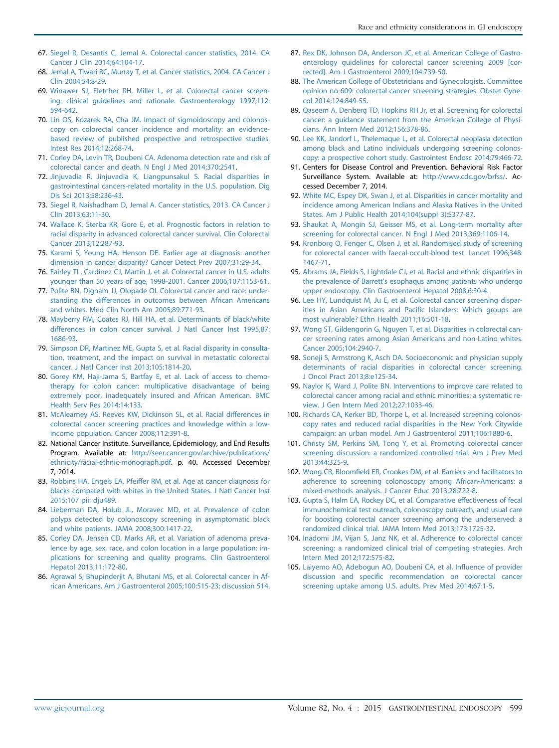67. Siegel R, Desantis C, Jemal A. Colorectal cancer statistics, 2014. CA Cancer J Clin 2014;64:104-17.
68. Jemal A, Tiwari RC, Murray T, et al. Cancer statistics, 2004. CA Cancer J Clin 2004;54:8-29.
69. Winawer SJ, Fletcher RH, Miller L, et al. Colorectal cancer screening: clinical guidelines and rationale. Gastroenterology 1997;112:594-642.
70. Lin OS, Kozarek RA, Cha JM. Impact of sigmoidoscopy and colonoscopy on colorectal cancer incidence and mortality: an evidence-based review of published prospective and retrospective studies. Intest Res 2014;12:268-74.
71. Corley DA, Levin TR, Doubeni CA. Adenoma detection rate and risk of colorectal cancer and death. N Engl J Med 2014;370:2541.
72. Jinjuvadia R, Jinjuvadia K, Liangpunsakul S. Racial disparities in gastrointestinal cancers-related mortality in the U.S. population. Dig Dis Sci 2013;58:236-43.
73. Siegel R, Naishadham D, Jemal A. Cancer statistics, 2013. CA Cancer J Clin 2013;63:11-30.
74. Wallace K, Sterba KR, Gore E, et al. Prognostic factors in relation to racial disparity in advanced colorectal cancer survival. Clin Colorectal Cancer 2013;12:287-93.
75. Karami S, Young HA, Henson DE. Earlier age at diagnosis: another dimension in cancer disparity? Cancer Detect Prev 2007;31:29-34.
76. Fairley TL, Cardinez CJ, Martin J, et al. Colorectal cancer in U.S. adults younger than 50 years of age, 1998-2001. Cancer 2006;107:1153-61.
77. Polite BN, Dignam JJ, Olopade OI. Colorectal cancer and race: understanding the differences in outcomes between African Americans and whites. Med Clin North Am 2005;89:771-93.
78. Mayberry RM, Coates RJ, Hill HA, et al. Determinants of black/white differences in colon cancer survival. J Natl Cancer Inst 1995;87:1686-93.
79. Simpson DR, Martinez ME, Gupta S, et al. Racial disparity in consultation, treatment, and the impact on survival in metastatic colorectal cancer. J Natl Cancer Inst 2013;105:1814-20.
80. Gorey KM, Haji-Jama S, Bartfay E, et al. Lack of access to chemotherapy for colon cancer: multiplicative disadvantage of being extremely poor, inadequately insured and African American. BMC Health Serv Res 2014;14:133.
81. McAlearney AS, Reeves KW, Dickinson SL, et al. Racial differences in colorectal cancer screening practices and knowledge within a low-income population. Cancer 2008;112:391-8.
82. National Cancer Institute. Surveillance, Epidemiology, and End Results Program. Available at: http://seer.cancer.gov/archive/publications/ethnicity/racial-ethnic-monograph.pdf. p. 40. Accessed December 7, 2014.
83. Robbins HA, Engels EA, Pfeiffer RM, et al. Age at cancer diagnosis for blacks compared with whites in the United States. J Natl Cancer Inst 2015;107 pii: dju489.
84. Lieberman DA, Holub JL, Moravec MD, et al. Prevalence of colon polyps detected by colonoscopy screening in asymptomatic black and white patients. JAMA 2008;300:1417-22.
85. Corley DA, Jensen CD, Marks AR, et al. Variation of adenoma prevalence by age, sex, race, and colon location in a large population: implications for screening and quality programs. Clin Gastroenterol Hepatol 2013;11:172-80.
86. Agrawal S, Bhupinderjit A, Bhutani MS, et al. Colorectal cancer in African Americans. Am J Gastroenterol 2005;100:515-23; discussion 514.
87. Rex DK, Johnson DA, Anderson JC, et al. American College of Gastroenterology guidelines for colorectal cancer screening 2009 [corrected]. Am J Gastroenterol 2009;104:739-50.
88. The American College of Obstetricians and Gynecologists. Committee opinion no 609: colorectal cancer screening strategies. Obstet Gynecol 2014;124:849-55.
89. Qaseem A, Denberg TD, Hopkins RH Jr, et al. Screening for colorectal cancer: a guidance statement from the American College of Physicians. Ann Intern Med 2012;156:378-86.
90. Lee KK, Jandorf L, Thelemaque L, et al. Colorectal neoplasia detection among black and Latino individuals undergoing screening colonoscopy: a prospective cohort study. Gastrointest Endosc 2014;79:466-72.
91. Centers for Disease Control and Prevention. Behavioral Risk Factor Surveillance System. Available at: http://www.cdc.gov/brfss/. Accessed December 7, 2014.
92. White MC, Espey DK, Swan J, et al. Disparities in cancer mortality and incidence among American Indians and Alaska Natives in the United States. Am J Public Health 2014;104(suppl 3):S377-87.
93. Shaukat A, Mongin SJ, Geisser MS, et al. Long-term mortality after screening for colorectal cancer. N Engl J Med 2013;369:1106-14.
94. Kronborg O, Fenger C, Olsen J, et al. Randomised study of screening for colorectal cancer with faecal-occult-blood test. Lancet 1996;348:1467-71.
95. Abrams JA, Fields S, Lightdale CJ, et al. Racial and ethnic disparities in the prevalence of Barrett's esophagus among patients who undergo upper endoscopy. Clin Gastroenterol Hepatol 2008;6:30-4.
96. Lee HY, Lundquist M, Ju E, et al. Colorectal cancer screening disparities in Asian Americans and Pacific Islanders: Which groups are most vulnerable? Ethn Health 2011;16:501-18.
97. Wong ST, Gildengorin G, Nguyen T, et al. Disparities in colorectal cancer screening rates among Asian Americans and non-Latino whites. Cancer 2005;104:2940-7.
98. Soneji S, Armstrong K, Asch DA. Socioeconomic and physician supply determinants of racial disparities in colorectal cancer screening. J Oncol Pract 2013;8:e125-34.
99. Naylor K, Ward J, Polite BN. Interventions to improve care related to colorectal cancer among racial and ethnic minorities: a systematic review. J Gen Intern Med 2012;27:1033-46.
100. Richards CA, Kerker BD, Thorpe L, et al. Increased screening colonoscopy rates and reduced racial disparities in the New York Citywide campaign: an urban model. Am J Gastroenterol 2011;106:1880-6.
101. Christy SM, Perkins SM, Tong Y, et al. Promoting colorectal cancer screening discussion: a randomized controlled trial. Am J Prev Med 2013;44:325-9.
102. Wong CR, Bloomfield ER, Crookes DM, et al. Barriers and facilitators to adherence to screening colonoscopy among African-Americans: a mixed-methods analysis. J Cancer Educ 2013;28:722-8.
103. Gupta S, Halm EA, Rockey DC, et al. Comparative effectiveness of fecal immunochemical test outreach, colonoscopy outreach, and usual care for boosting colorectal cancer screening among the underserved: a randomized clinical trial. JAMA Intern Med 2013;173:1725-32.
104. Inadomi JM, Vijan S, Janz NK, et al. Adherence to colorectal cancer screening: a randomized clinical trial of competing strategies. Arch Intern Med 2012;172:575-82.
105. Laiyemo AO, Adebogun AO, Doubeni CA, et al. Influence of provider discussion and specific recommendation on colorectal cancer screening uptake among U.S. adults. Prev Med 2014;67:1-5.